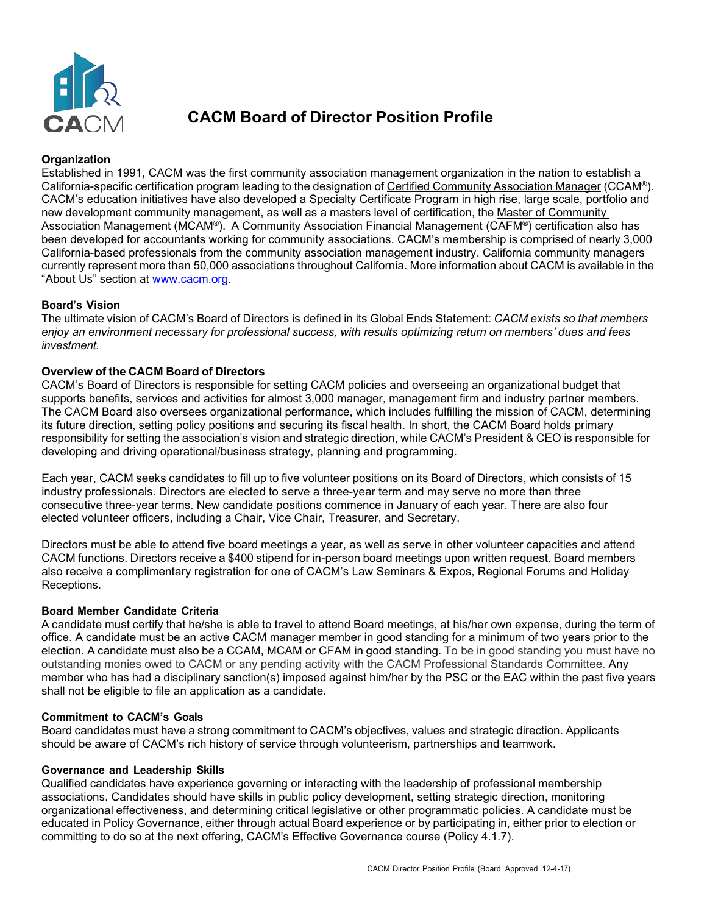# CACM Board of Director Position Profile

**Organization**

Established in 1991, CACM was the first community association management organization in the nation to establish a California-specific certification program leading to the designation of Certified Community Association Manager (CCAM®). CACM's education initiatives have also developed a Specialty Certificate Program in high rise, large scale, portfolio and new development community management, as well as a masters level of certification, the Master of Community Association Management (MCAM®). A Community Association Financial Management (CAFM®) certification also has been developed for accountants working for community associations. CACM's membership is comprised of nearly 3,000 California-based professionals from the community association management industry. California community managers currently represent more than 50,000 associations throughout California. More information about CACM is available in the "About Us" section at www.cacm.org.

**Board's Vision**

The ultimate vision of CACM's Board of Directors is defined in its Global Ends Statement: *CACM exists so that members enjoy an environment necessary for professional success, with results optimizing return on members' dues and fees investment.*

**Overview of the CACM Board of Directors**

CACM's Board of Directors is responsible for setting CACM policies and overseeing an organizational budget that supports benefits, services and activities for almost 3,000 manager, management firm and industry partner members. The CACM Board also oversees organizational performance, which includes fulfilling the mission of CACM, determining its future direction, setting policy positions and securing its fiscal health. In short, the CACM Board holds primary responsibility for setting the association's vision and strategic direction, while CACM's President & CEO is responsible for developing and driving operational/business strategy, planning and programming.

Each year, CACM seeks candidates to fill up to five volunteer positions on its Board of Directors, which consists of 15 industry professionals. Directors are elected to serve a three-year term and may serve no more than three consecutive three-year terms. New candidate positions commence in January of each year. There are also four elected volunteer officers, including a Chair, Vice Chair, Treasurer, and Secretary.

Directors must be able to attend five board meetings a year, as well as serve in other volunteer capacities and attend CACM functions. Directors receive a $400 stipend for in-person board meetings upon written request. Board members also receive a complimentary registration for one of CACM's Law Seminars & Expos, Regional Forums and Holiday Receptions.

**Board Member Candidate Criteria**

A candidate must certify that he/she is able to travel to attend Board meetings, at his/her own expense, during the term of office. A candidate must be an active CACM manager member in good standing for a minimum of two years prior to the election. A candidate must also be a CCAM, MCAM or CFAM in good standing. To be in good standing you must have no outstanding monies owed to CACM or any pending activity with the CACM Professional Standards Committee. Any member who has had a disciplinary sanction(s) imposed against him/her by the PSC or the EAC within the past five years shall not be eligible to file an application as a candidate.

**Commitment to CACM's Goals**

Board candidates must have a strong commitment to CACM's objectives, values and strategic direction. Applicants should be aware of CACM's rich history of service through volunteerism, partnerships and teamwork.

**Governance and Leadership Skills**

Qualified candidates have experience governing or interacting with the leadership of professional membership associations. Candidates should have skills in public policy development, setting strategic direction, monitoring organizational effectiveness, and determining critical legislative or other programmatic policies. A candidate must be educated in Policy Governance, either through actual Board experience or by participating in, either prior to election or committing to do so at the next offering, CACM's Effective Governance course (Policy 4.1.7).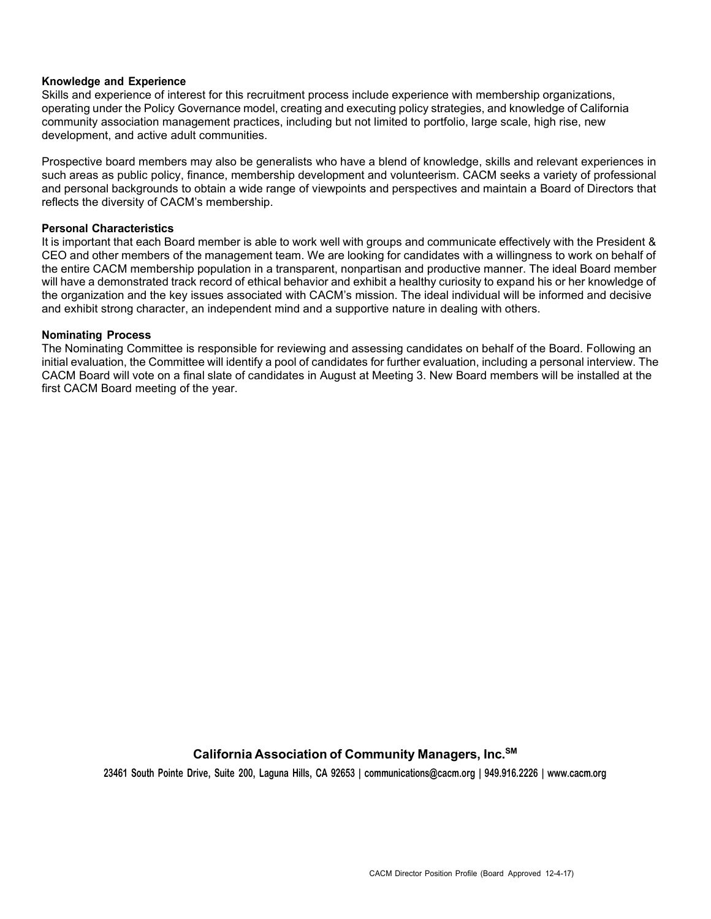**Knowledge and Experience**
Skills and experience of interest for this recruitment process include experience with membership organizations, operating under the Policy Governance model, creating and executing policy strategies, and knowledge of California community association management practices, including but not limited to portfolio, large scale, high rise, new development, and active adult communities.

Prospective board members may also be generalists who have a blend of knowledge, skills and relevant experiences in such areas as public policy, finance, membership development and volunteerism. CACM seeks a variety of professional and personal backgrounds to obtain a wide range of viewpoints and perspectives and maintain a Board of Directors that reflects the diversity of CACM's membership.

**Personal Characteristics**
It is important that each Board member is able to work well with groups and communicate effectively with the President & CEO and other members of the management team. We are looking for candidates with a willingness to work on behalf of the entire CACM membership population in a transparent, nonpartisan and productive manner. The ideal Board member will have a demonstrated track record of ethical behavior and exhibit a healthy curiosity to expand his or her knowledge of the organization and the key issues associated with CACM's mission. The ideal individual will be informed and decisive and exhibit strong character, an independent mind and a supportive nature in dealing with others.

**Nominating Process**
The Nominating Committee is responsible for reviewing and assessing candidates on behalf of the Board. Following an initial evaluation, the Committee will identify a pool of candidates for further evaluation, including a personal interview. The CACM Board will vote on a final slate of candidates in August at Meeting 3. New Board members will be installed at the first CACM Board meeting of the year.

**California Association of Community Managers, Inc.**[SM]

23461 South Pointe Drive, Suite 200, Laguna Hills, CA 92653 | communications@cacm.org | 949.916.2226 | www.cacm.org

CACM Director Position Profile (Board Approved 12-4-17)